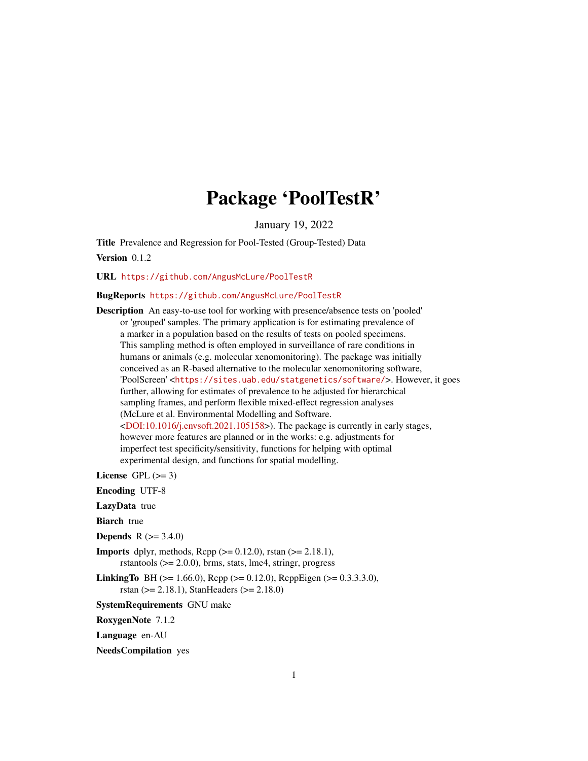# Package 'PoolTestR'

January 19, 2022

**Title** Prevalence and Regression for Pool-Tested (Group-Tested) Data

**Version** 0.1.2

**URL** https://github.com/AngusMcLure/PoolTestR

**BugReports** https://github.com/AngusMcLure/PoolTestR

**Description** An easy-to-use tool for working with presence/absence tests on 'pooled' or 'grouped' samples. The primary application is for estimating prevalence of a marker in a population based on the results of tests on pooled specimens. This sampling method is often employed in surveillance of rare conditions in humans or animals (e.g. molecular xenomonitoring). The package was initially conceived as an R-based alternative to the molecular xenomonitoring software, 'PoolScreen' <https://sites.uab.edu/statgenetics/software/>. However, it goes further, allowing for estimates of prevalence to be adjusted for hierarchical sampling frames, and perform flexible mixed-effect regression analyses (McLure et al. Environmental Modelling and Software. <DOI:10.1016/j.envsoft.2021.105158>). The package is currently in early stages, however more features are planned or in the works: e.g. adjustments for imperfect test specificity/sensitivity, functions for helping with optimal experimental design, and functions for spatial modelling.

**License** GPL (>= 3)

**Encoding** UTF-8

**LazyData** true

**Biarch** true

**Depends** R (>= 3.4.0)

**Imports** dplyr, methods, Rcpp (>= 0.12.0), rstan (>= 2.18.1), rstantools (>= 2.0.0), brms, stats, lme4, stringr, progress

**LinkingTo** BH (>= 1.66.0), Rcpp (>= 0.12.0), RcppEigen (>= 0.3.3.3.0), rstan (>= 2.18.1), StanHeaders (>= 2.18.0)

**SystemRequirements** GNU make

**RoxygenNote** 7.1.2

**Language** en-AU

**NeedsCompilation** yes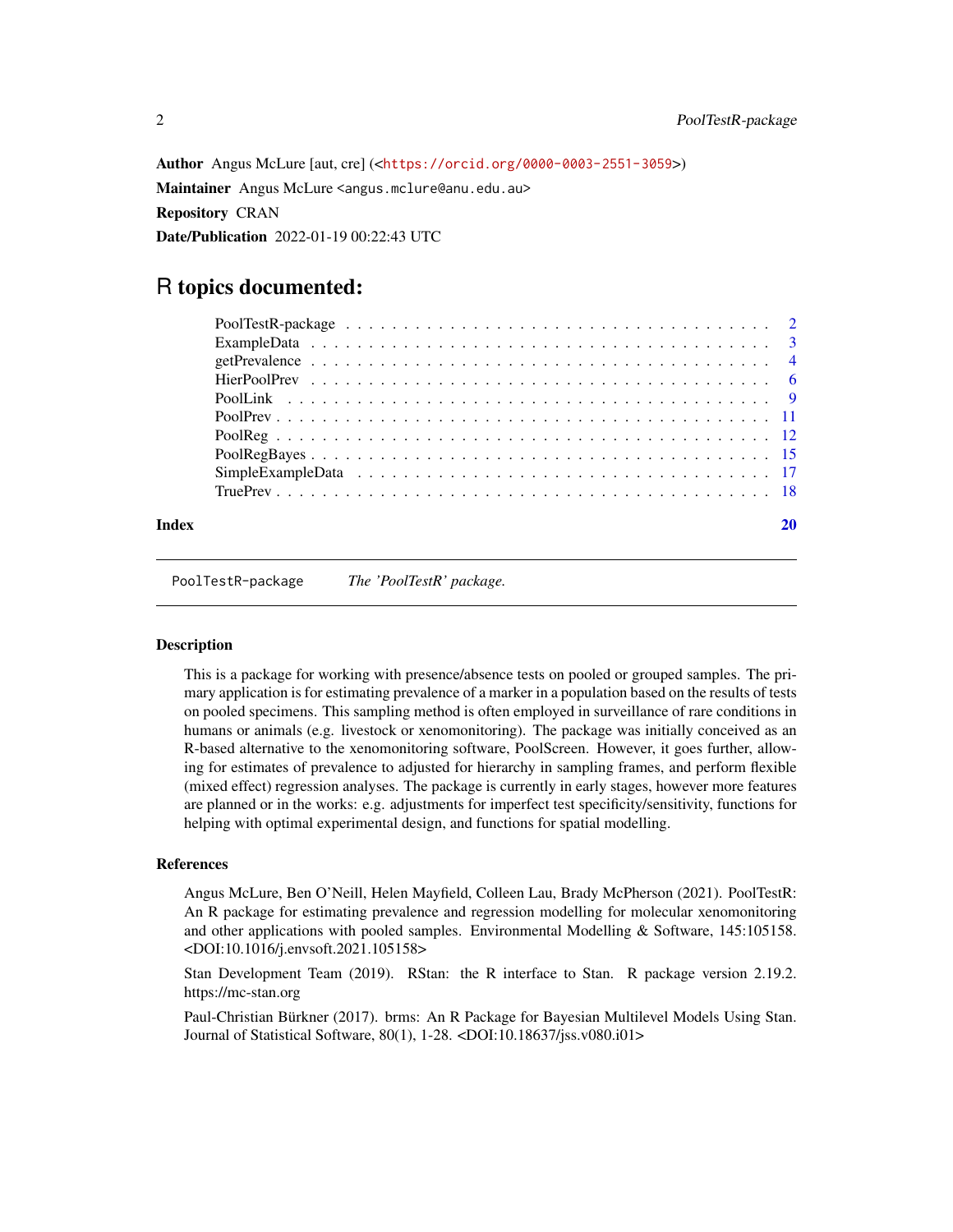**Author** Angus McLure [aut, cre] (<https://orcid.org/0000-0003-2551-3059>)

**Maintainer** Angus McLure <angus.mclure@anu.edu.au>

**Repository** CRAN

**Date/Publication** 2022-01-19 00:22:43 UTC

# R topics documented:

| | |
|---|---|
| PoolTestR-package | 2 |
| ExampleData | 3 |
| getPrevalence | 4 |
| HierPoolPrev | 6 |
| PoolLink | 9 |
| PoolPrev | 11 |
| PoolReg | 12 |
| PoolRegBayes | 15 |
| SimpleExampleData | 17 |
| TruePrev | 18 |
| **Index** | **20** |

---

`PoolTestR-package` *The 'PoolTestR' package.*

---

### Description

This is a package for working with presence/absence tests on pooled or grouped samples. The primary application is for estimating prevalence of a marker in a population based on the results of tests on pooled specimens. This sampling method is often employed in surveillance of rare conditions in humans or animals (e.g. livestock or xenomonitoring). The package was initially conceived as an R-based alternative to the xenomonitoring software, PoolScreen. However, it goes further, allowing for estimates of prevalence to adjusted for hierarchy in sampling frames, and perform flexible (mixed effect) regression analyses. The package is currently in early stages, however more features are planned or in the works: e.g. adjustments for imperfect test specificity/sensitivity, functions for helping with optimal experimental design, and functions for spatial modelling.

### References

Angus McLure, Ben O'Neill, Helen Mayfield, Colleen Lau, Brady McPherson (2021). PoolTestR: An R package for estimating prevalence and regression modelling for molecular xenomonitoring and other applications with pooled samples. Environmental Modelling & Software, 145:105158. <DOI:10.1016/j.envsoft.2021.105158>

Stan Development Team (2019). RStan: the R interface to Stan. R package version 2.19.2. https://mc-stan.org

Paul-Christian Bürkner (2017). brms: An R Package for Bayesian Multilevel Models Using Stan. Journal of Statistical Software, 80(1), 1-28. <DOI:10.18637/jss.v080.i01>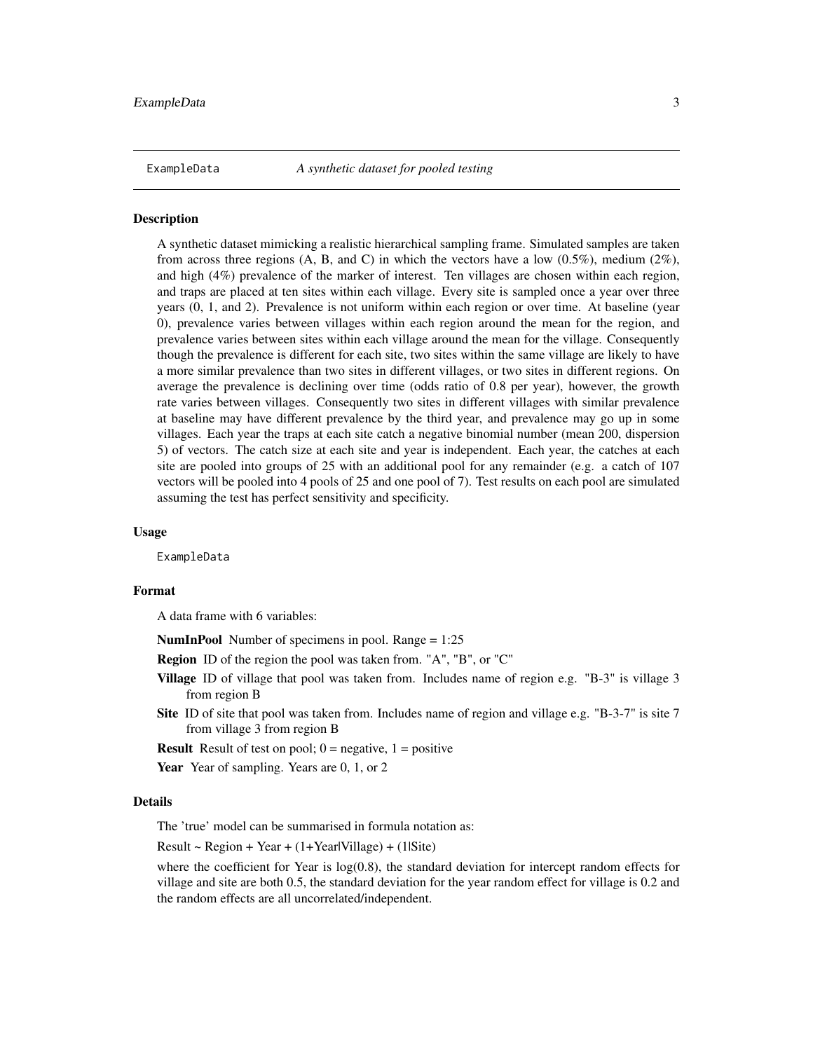# ExampleData — *A synthetic dataset for pooled testing*

## Description

A synthetic dataset mimicking a realistic hierarchical sampling frame. Simulated samples are taken from across three regions (A, B, and C) in which the vectors have a low (0.5%), medium (2%), and high (4%) prevalence of the marker of interest. Ten villages are chosen within each region, and traps are placed at ten sites within each village. Every site is sampled once a year over three years (0, 1, and 2). Prevalence is not uniform within each region or over time. At baseline (year 0), prevalence varies between villages within each region around the mean for the region, and prevalence varies between sites within each village around the mean for the village. Consequently though the prevalence is different for each site, two sites within the same village are likely to have a more similar prevalence than two sites in different villages, or two sites in different regions. On average the prevalence is declining over time (odds ratio of 0.8 per year), however, the growth rate varies between villages. Consequently two sites in different villages with similar prevalence at baseline may have different prevalence by the third year, and prevalence may go up in some villages. Each year the traps at each site catch a negative binomial number (mean 200, dispersion 5) of vectors. The catch size at each site and year is independent. Each year, the catches at each site are pooled into groups of 25 with an additional pool for any remainder (e.g. a catch of 107 vectors will be pooled into 4 pools of 25 and one pool of 7). Test results on each pool are simulated assuming the test has perfect sensitivity and specificity.

## Usage

```
ExampleData
```

## Format

A data frame with 6 variables:

**NumInPool** Number of specimens in pool. Range = 1:25

**Region** ID of the region the pool was taken from. "A", "B", or "C"

**Village** ID of village that pool was taken from. Includes name of region e.g. "B-3" is village 3 from region B

**Site** ID of site that pool was taken from. Includes name of region and village e.g. "B-3-7" is site 7 from village 3 from region B

**Result** Result of test on pool; 0 = negative, 1 = positive

**Year** Year of sampling. Years are 0, 1, or 2

## Details

The 'true' model can be summarised in formula notation as:

Result ~ Region + Year + (1+Year|Village) + (1|Site)

where the coefficient for Year is log(0.8), the standard deviation for intercept random effects for village and site are both 0.5, the standard deviation for the year random effect for village is 0.2 and the random effects are all uncorrelated/independent.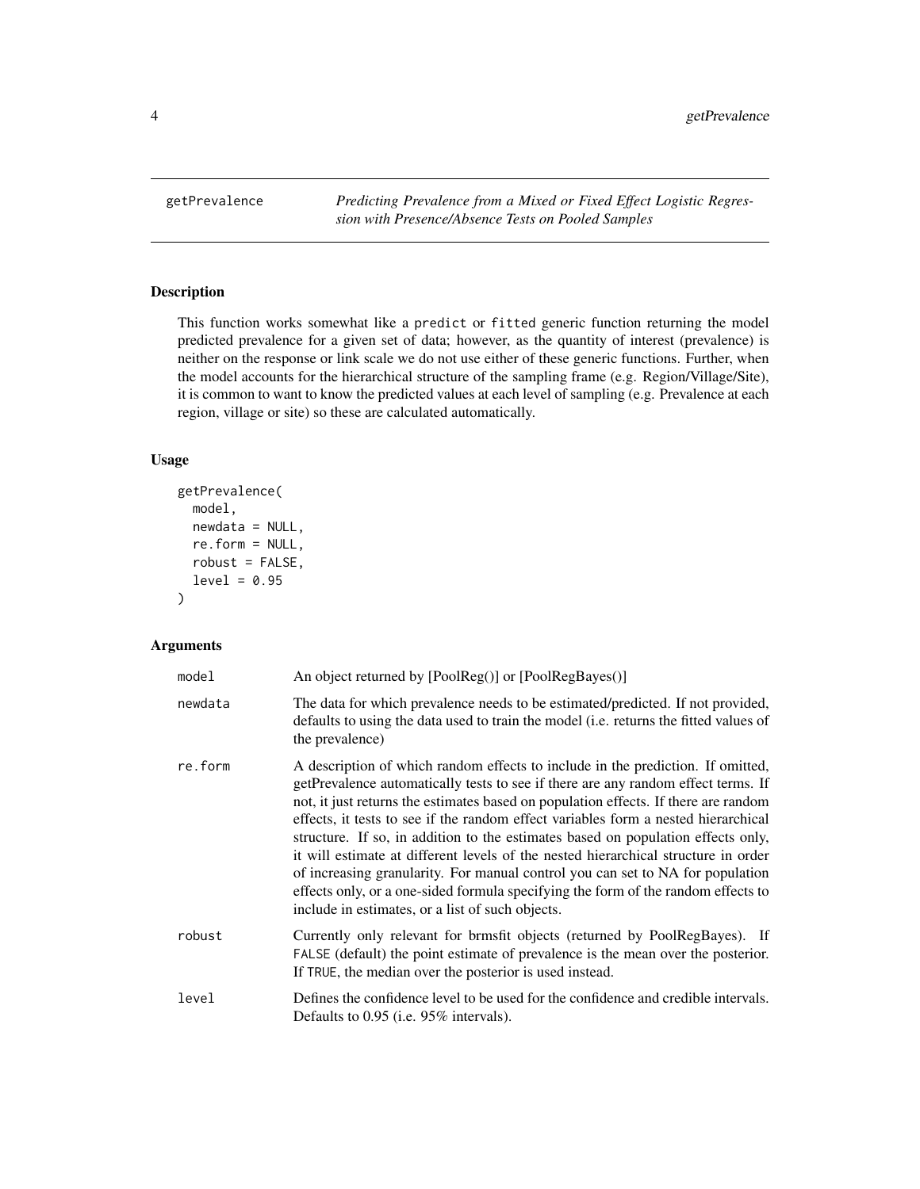## getPrevalence *Predicting Prevalence from a Mixed or Fixed Effect Logistic Regression with Presence/Absence Tests on Pooled Samples*

### Description

This function works somewhat like a `predict` or `fitted` generic function returning the model predicted prevalence for a given set of data; however, as the quantity of interest (prevalence) is neither on the response or link scale we do not use either of these generic functions. Further, when the model accounts for the hierarchical structure of the sampling frame (e.g. Region/Village/Site), it is common to want to know the predicted values at each level of sampling (e.g. Prevalence at each region, village or site) so these are calculated automatically.

### Usage

```
getPrevalence(
  model,
  newdata = NULL,
  re.form = NULL,
  robust = FALSE,
  level = 0.95
)
```

### Arguments

| | |
|---|---|
| `model` | An object returned by [PoolReg()] or [PoolRegBayes()] |
| `newdata` | The data for which prevalence needs to be estimated/predicted. If not provided, defaults to using the data used to train the model (i.e. returns the fitted values of the prevalence) |
| `re.form` | A description of which random effects to include in the prediction. If omitted, getPrevalence automatically tests to see if there are any random effect terms. If not, it just returns the estimates based on population effects. If there are random effects, it tests to see if the random effect variables form a nested hierarchical structure. If so, in addition to the estimates based on population effects only, it will estimate at different levels of the nested hierarchical structure in order of increasing granularity. For manual control you can set to NA for population effects only, or a one-sided formula specifying the form of the random effects to include in estimates, or a list of such objects. |
| `robust` | Currently only relevant for brmsfit objects (returned by PoolRegBayes). If `FALSE` (default) the point estimate of prevalence is the mean over the posterior. If `TRUE`, the median over the posterior is used instead. |
| `level` | Defines the confidence level to be used for the confidence and credible intervals. Defaults to 0.95 (i.e. 95% intervals). |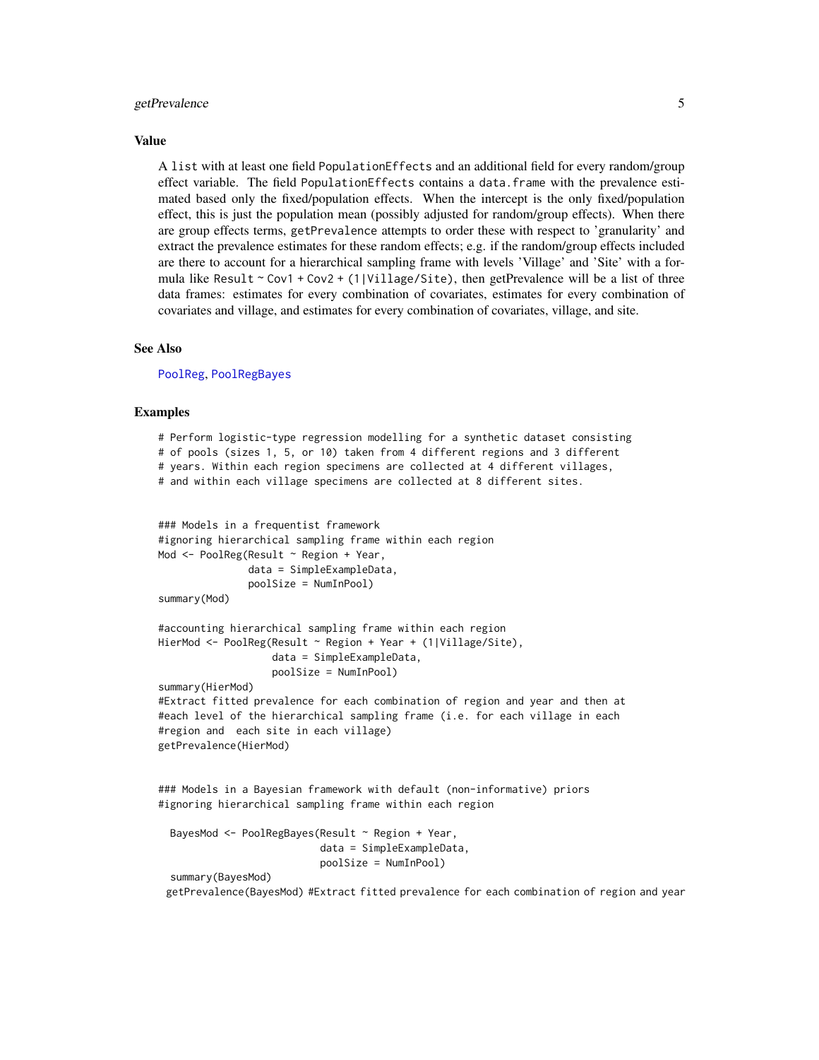## Value

A list with at least one field PopulationEffects and an additional field for every random/group effect variable. The field PopulationEffects contains a data.frame with the prevalence estimated based only the fixed/population effects. When the intercept is the only fixed/population effect, this is just the population mean (possibly adjusted for random/group effects). When there are group effects terms, getPrevalence attempts to order these with respect to 'granularity' and extract the prevalence estimates for these random effects; e.g. if the random/group effects included are there to account for a hierarchical sampling frame with levels 'Village' and 'Site' with a formula like Result ~ Cov1 + Cov2 + (1|Village/Site), then getPrevalence will be a list of three data frames: estimates for every combination of covariates, estimates for every combination of covariates and village, and estimates for every combination of covariates, village, and site.

## See Also

PoolReg, PoolRegBayes

## Examples

```
# Perform logistic-type regression modelling for a synthetic dataset consisting
# of pools (sizes 1, 5, or 10) taken from 4 different regions and 3 different
# years. Within each region specimens are collected at 4 different villages,
# and within each village specimens are collected at 8 different sites.


### Models in a frequentist framework
#ignoring hierarchical sampling frame within each region
Mod <- PoolReg(Result ~ Region + Year,
               data = SimpleExampleData,
               poolSize = NumInPool)
summary(Mod)

#accounting hierarchical sampling frame within each region
HierMod <- PoolReg(Result ~ Region + Year + (1|Village/Site),
                   data = SimpleExampleData,
                   poolSize = NumInPool)
summary(HierMod)
#Extract fitted prevalence for each combination of region and year and then at
#each level of the hierarchical sampling frame (i.e. for each village in each
#region and  each site in each village)
getPrevalence(HierMod)


### Models in a Bayesian framework with default (non-informative) priors
#ignoring hierarchical sampling frame within each region

  BayesMod <- PoolRegBayes(Result ~ Region + Year,
                           data = SimpleExampleData,
                           poolSize = NumInPool)
  summary(BayesMod)
 getPrevalence(BayesMod) #Extract fitted prevalence for each combination of region and year
```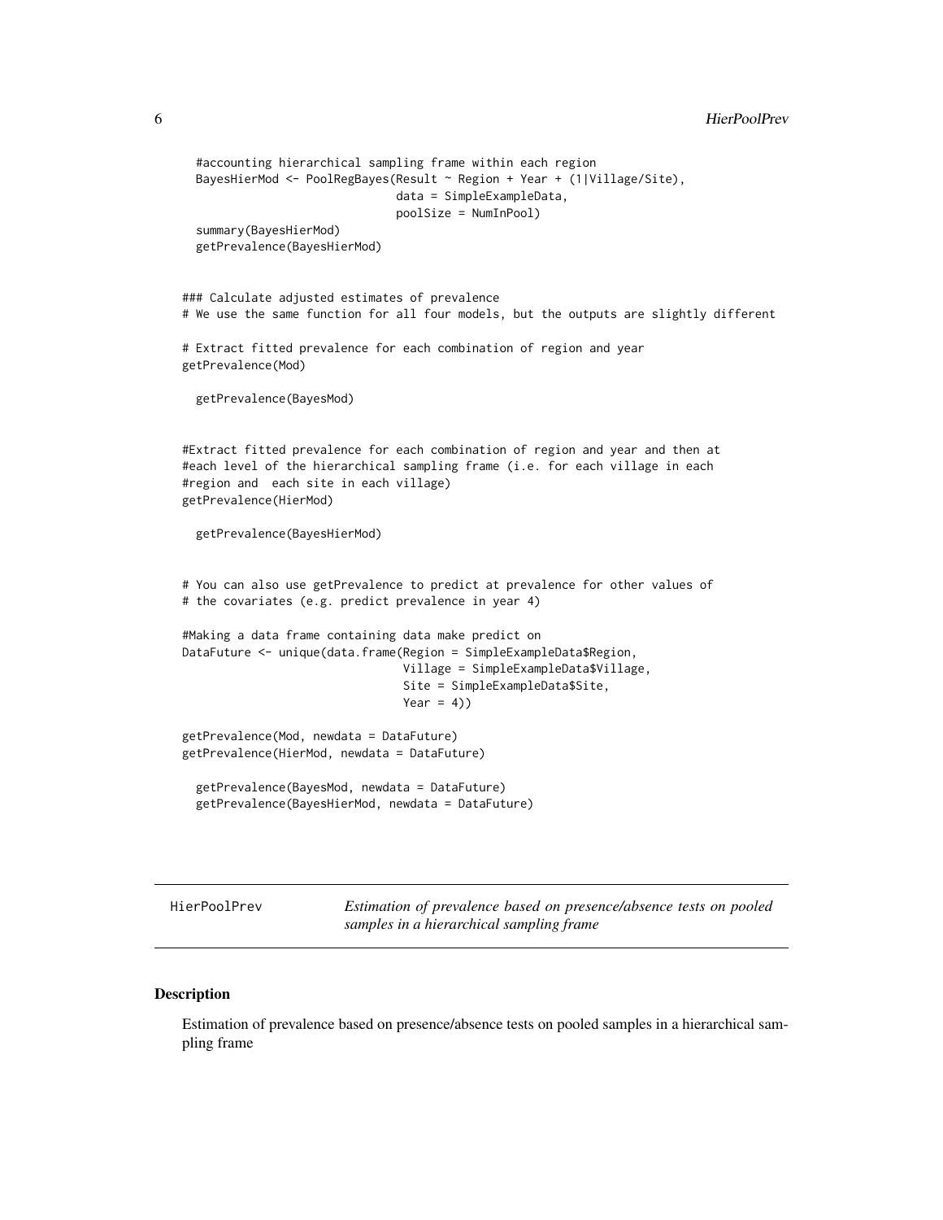```
  #accounting hierarchical sampling frame within each region
  BayesHierMod <- PoolRegBayes(Result ~ Region + Year + (1|Village/Site),
                               data = SimpleExampleData,
                               poolSize = NumInPool)
  summary(BayesHierMod)
  getPrevalence(BayesHierMod)


### Calculate adjusted estimates of prevalence
# We use the same function for all four models, but the outputs are slightly different

# Extract fitted prevalence for each combination of region and year
getPrevalence(Mod)

  getPrevalence(BayesMod)


#Extract fitted prevalence for each combination of region and year and then at
#each level of the hierarchical sampling frame (i.e. for each village in each
#region and  each site in each village)
getPrevalence(HierMod)

  getPrevalence(BayesHierMod)


# You can also use getPrevalence to predict at prevalence for other values of
# the covariates (e.g. predict prevalence in year 4)

#Making a data frame containing data make predict on
DataFuture <- unique(data.frame(Region = SimpleExampleData$Region,
                                Village = SimpleExampleData$Village,
                                Site = SimpleExampleData$Site,
                                Year = 4))

getPrevalence(Mod, newdata = DataFuture)
getPrevalence(HierMod, newdata = DataFuture)

  getPrevalence(BayesMod, newdata = DataFuture)
  getPrevalence(BayesHierMod, newdata = DataFuture)
```

## HierPoolPrev — *Estimation of prevalence based on presence/absence tests on pooled samples in a hierarchical sampling frame*

### Description

Estimation of prevalence based on presence/absence tests on pooled samples in a hierarchical sampling frame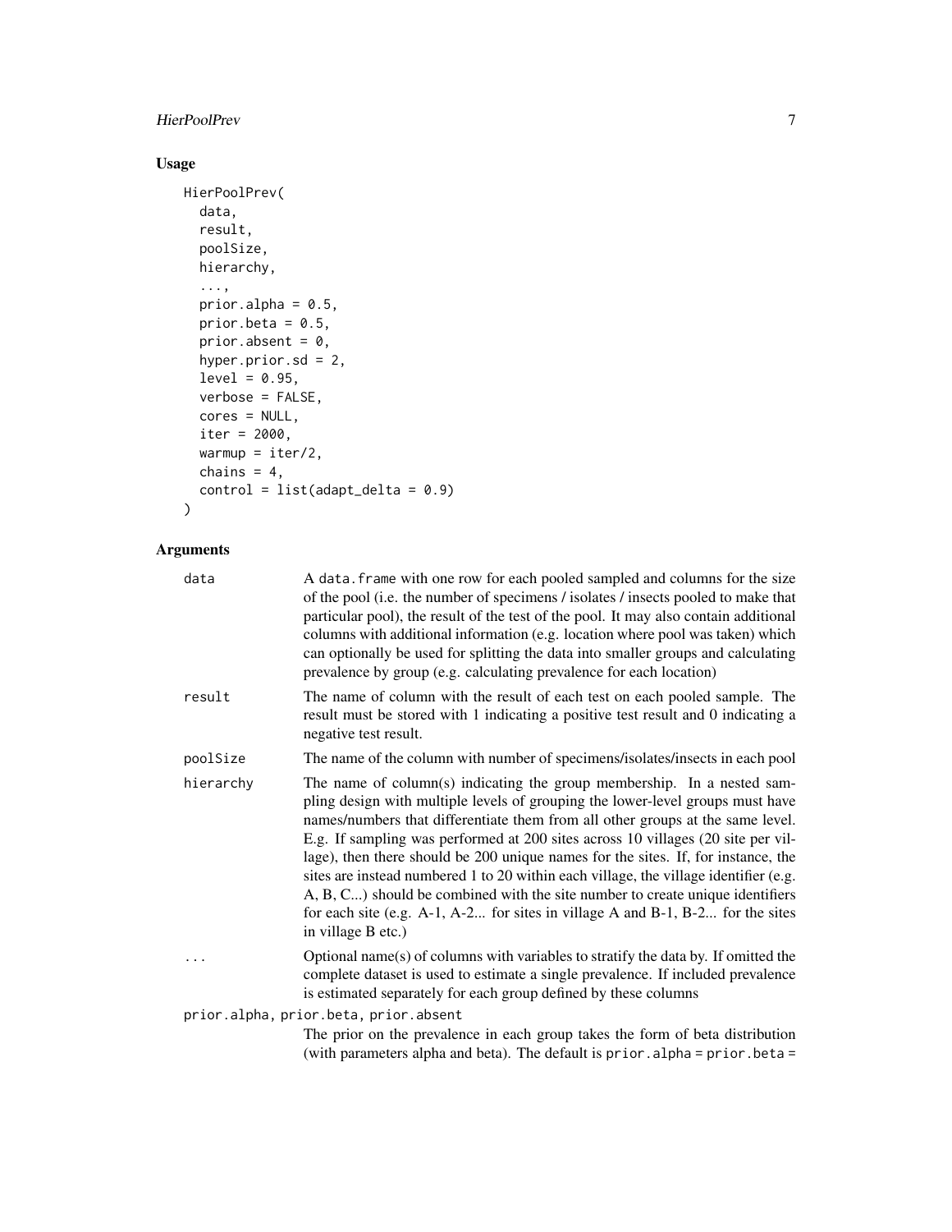## Usage

```
HierPoolPrev(
  data,
  result,
  poolSize,
  hierarchy,
  ...,
  prior.alpha = 0.5,
  prior.beta = 0.5,
  prior.absent = 0,
  hyper.prior.sd = 2,
  level = 0.95,
  verbose = FALSE,
  cores = NULL,
  iter = 2000,
  warmup = iter/2,
  chains = 4,
  control = list(adapt_delta = 0.9)
)
```

## Arguments

| | |
|---|---|
| data | A `data.frame` with one row for each pooled sampled and columns for the size of the pool (i.e. the number of specimens / isolates / insects pooled to make that particular pool), the result of the test of the pool. It may also contain additional columns with additional information (e.g. location where pool was taken) which can optionally be used for splitting the data into smaller groups and calculating prevalence by group (e.g. calculating prevalence for each location) |
| result | The name of column with the result of each test on each pooled sample. The result must be stored with 1 indicating a positive test result and 0 indicating a negative test result. |
| poolSize | The name of the column with number of specimens/isolates/insects in each pool |
| hierarchy | The name of column(s) indicating the group membership. In a nested sampling design with multiple levels of grouping the lower-level groups must have names/numbers that differentiate them from all other groups at the same level. E.g. If sampling was performed at 200 sites across 10 villages (20 site per village), then there should be 200 unique names for the sites. If, for instance, the sites are instead numbered 1 to 20 within each village, the village identifier (e.g. A, B, C...) should be combined with the site number to create unique identifiers for each site (e.g. A-1, A-2... for sites in village A and B-1, B-2... for the sites in village B etc.) |
| ... | Optional name(s) of columns with variables to stratify the data by. If omitted the complete dataset is used to estimate a single prevalence. If included prevalence is estimated separately for each group defined by these columns |
| prior.alpha, prior.beta, prior.absent | The prior on the prevalence in each group takes the form of beta distribution (with parameters alpha and beta). The default is `prior.alpha` = `prior.beta` = |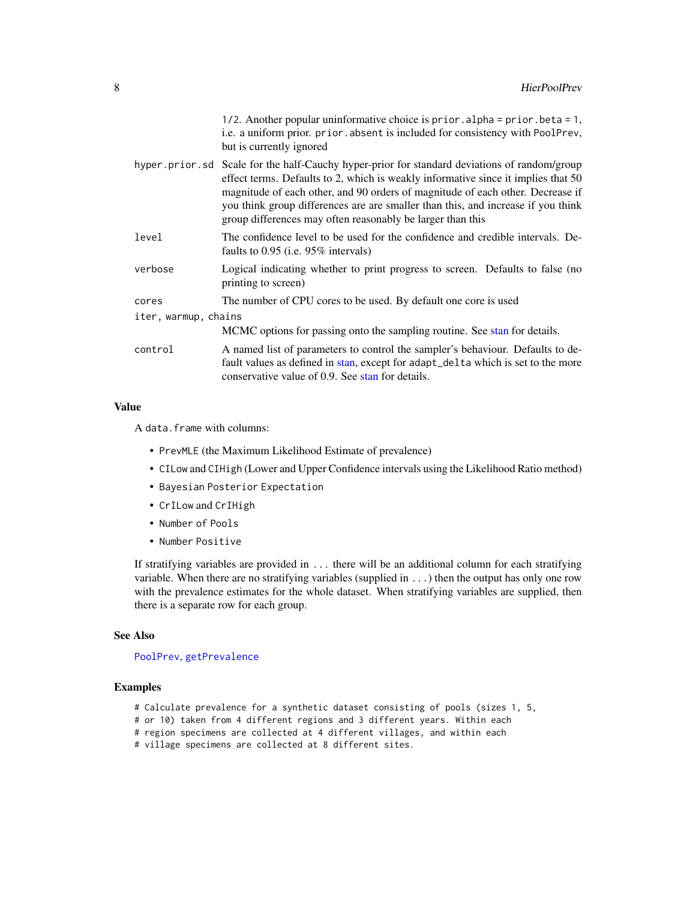| | |
|---|---|
| | 1/2. Another popular uninformative choice is `prior.alpha = prior.beta = 1`, i.e. a uniform prior. `prior.absent` is included for consistency with `PoolPrev`, but is currently ignored |
| `hyper.prior.sd` | Scale for the half-Cauchy hyper-prior for standard deviations of random/group effect terms. Defaults to 2, which is weakly informative since it implies that 50 magnitude of each other, and 90 orders of magnitude of each other. Decrease if you think group differences are are smaller than this, and increase if you think group differences may often reasonably be larger than this |
| `level` | The confidence level to be used for the confidence and credible intervals. Defaults to 0.95 (i.e. 95% intervals) |
| `verbose` | Logical indicating whether to print progress to screen. Defaults to false (no printing to screen) |
| `cores` | The number of CPU cores to be used. By default one core is used |
| `iter, warmup, chains` | MCMC options for passing onto the sampling routine. See stan for details. |
| `control` | A named list of parameters to control the sampler's behaviour. Defaults to default values as defined in stan, except for `adapt_delta` which is set to the more conservative value of 0.9. See stan for details. |

### Value

A `data.frame` with columns:

- `PrevMLE` (the Maximum Likelihood Estimate of prevalence)
- `CILow` and `CIHigh` (Lower and Upper Confidence intervals using the Likelihood Ratio method)
- `Bayesian Posterior Expectation`
- `CrILow` and `CrIHigh`
- `Number of Pools`
- `Number Positive`

If stratifying variables are provided in `...` there will be an additional column for each stratifying variable. When there are no stratifying variables (supplied in `...`) then the output has only one row with the prevalence estimates for the whole dataset. When stratifying variables are supplied, then there is a separate row for each group.

### See Also

`PoolPrev`, `getPrevalence`

### Examples

```
# Calculate prevalence for a synthetic dataset consisting of pools (sizes 1, 5,
# or 10) taken from 4 different regions and 3 different years. Within each
# region specimens are collected at 4 different villages, and within each
# village specimens are collected at 8 different sites.
```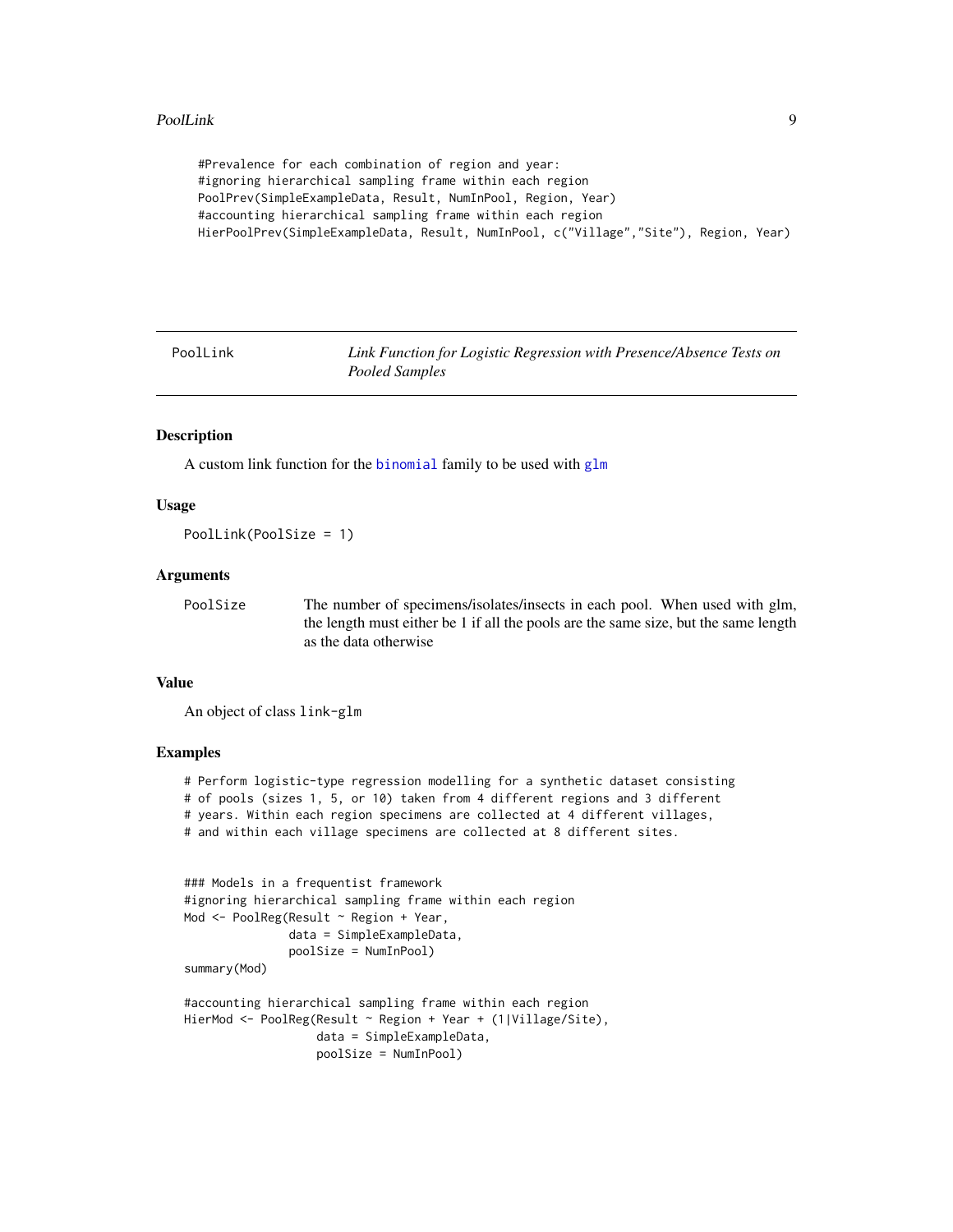```
#Prevalence for each combination of region and year:
#ignoring hierarchical sampling frame within each region
PoolPrev(SimpleExampleData, Result, NumInPool, Region, Year)
#accounting hierarchical sampling frame within each region
HierPoolPrev(SimpleExampleData, Result, NumInPool, c("Village","Site"), Region, Year)
```

## PoolLink — *Link Function for Logistic Regression with Presence/Absence Tests on Pooled Samples*

### Description

A custom link function for the binomial family to be used with glm

### Usage

```
PoolLink(PoolSize = 1)
```

### Arguments

| | |
|---|---|
| PoolSize | The number of specimens/isolates/insects in each pool. When used with glm, the length must either be 1 if all the pools are the same size, but the same length as the data otherwise |

### Value

An object of class link-glm

### Examples

```
# Perform logistic-type regression modelling for a synthetic dataset consisting
# of pools (sizes 1, 5, or 10) taken from 4 different regions and 3 different
# years. Within each region specimens are collected at 4 different villages,
# and within each village specimens are collected at 8 different sites.


### Models in a frequentist framework
#ignoring hierarchical sampling frame within each region
Mod <- PoolReg(Result ~ Region + Year,
               data = SimpleExampleData,
               poolSize = NumInPool)
summary(Mod)

#accounting hierarchical sampling frame within each region
HierMod <- PoolReg(Result ~ Region + Year + (1|Village/Site),
                   data = SimpleExampleData,
                   poolSize = NumInPool)
```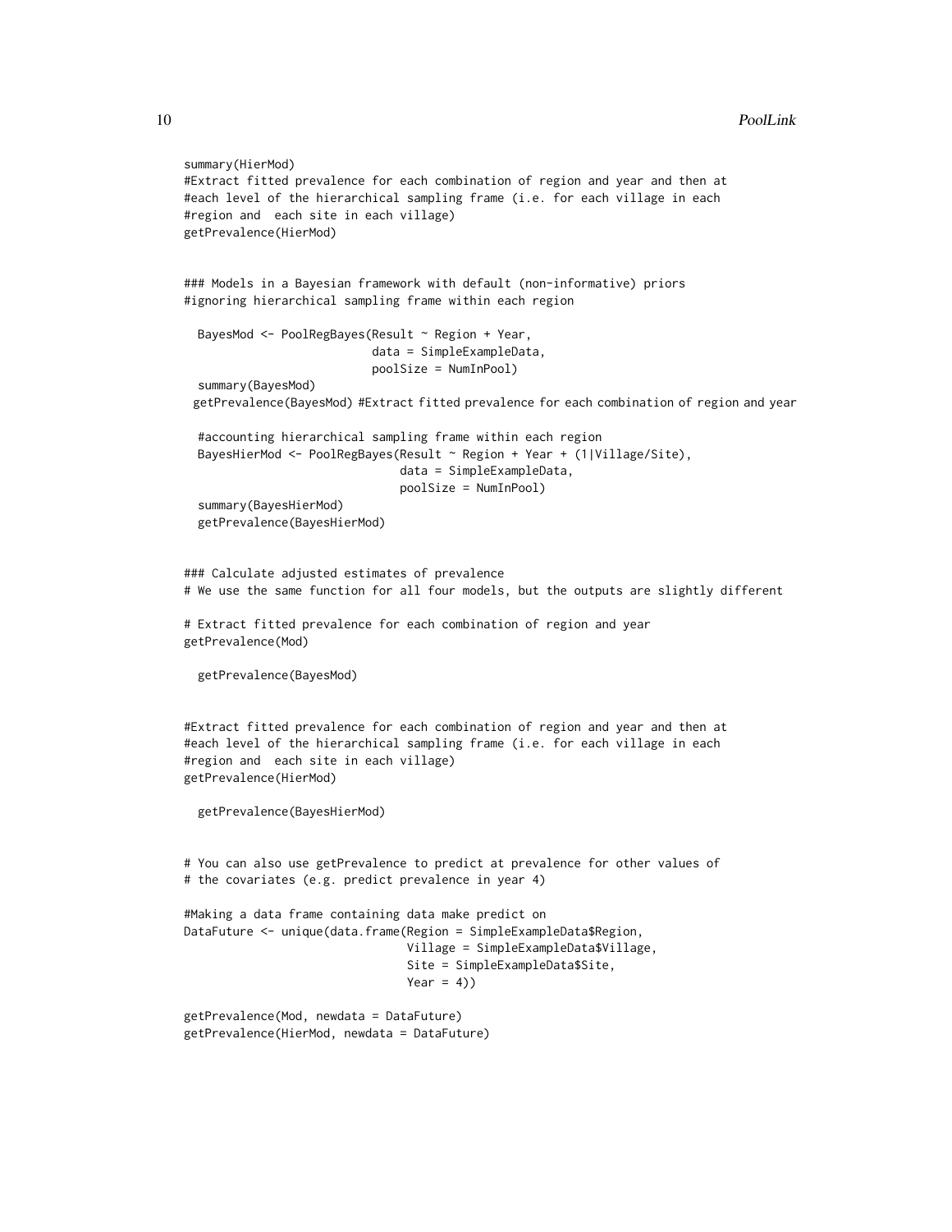```
summary(HierMod)
#Extract fitted prevalence for each combination of region and year and then at
#each level of the hierarchical sampling frame (i.e. for each village in each
#region and  each site in each village)
getPrevalence(HierMod)


### Models in a Bayesian framework with default (non-informative) priors
#ignoring hierarchical sampling frame within each region

  BayesMod <- PoolRegBayes(Result ~ Region + Year,
                           data = SimpleExampleData,
                           poolSize = NumInPool)
  summary(BayesMod)
  getPrevalence(BayesMod) #Extract fitted prevalence for each combination of region and year

  #accounting hierarchical sampling frame within each region
  BayesHierMod <- PoolRegBayes(Result ~ Region + Year + (1|Village/Site),
                               data = SimpleExampleData,
                               poolSize = NumInPool)
  summary(BayesHierMod)
  getPrevalence(BayesHierMod)


### Calculate adjusted estimates of prevalence
# We use the same function for all four models, but the outputs are slightly different

# Extract fitted prevalence for each combination of region and year
getPrevalence(Mod)

  getPrevalence(BayesMod)


#Extract fitted prevalence for each combination of region and year and then at
#each level of the hierarchical sampling frame (i.e. for each village in each
#region and  each site in each village)
getPrevalence(HierMod)

  getPrevalence(BayesHierMod)


# You can also use getPrevalence to predict at prevalence for other values of
# the covariates (e.g. predict prevalence in year 4)

#Making a data frame containing data make predict on
DataFuture <- unique(data.frame(Region = SimpleExampleData$Region,
                                Village = SimpleExampleData$Village,
                                Site = SimpleExampleData$Site,
                                Year = 4))

getPrevalence(Mod, newdata = DataFuture)
getPrevalence(HierMod, newdata = DataFuture)
```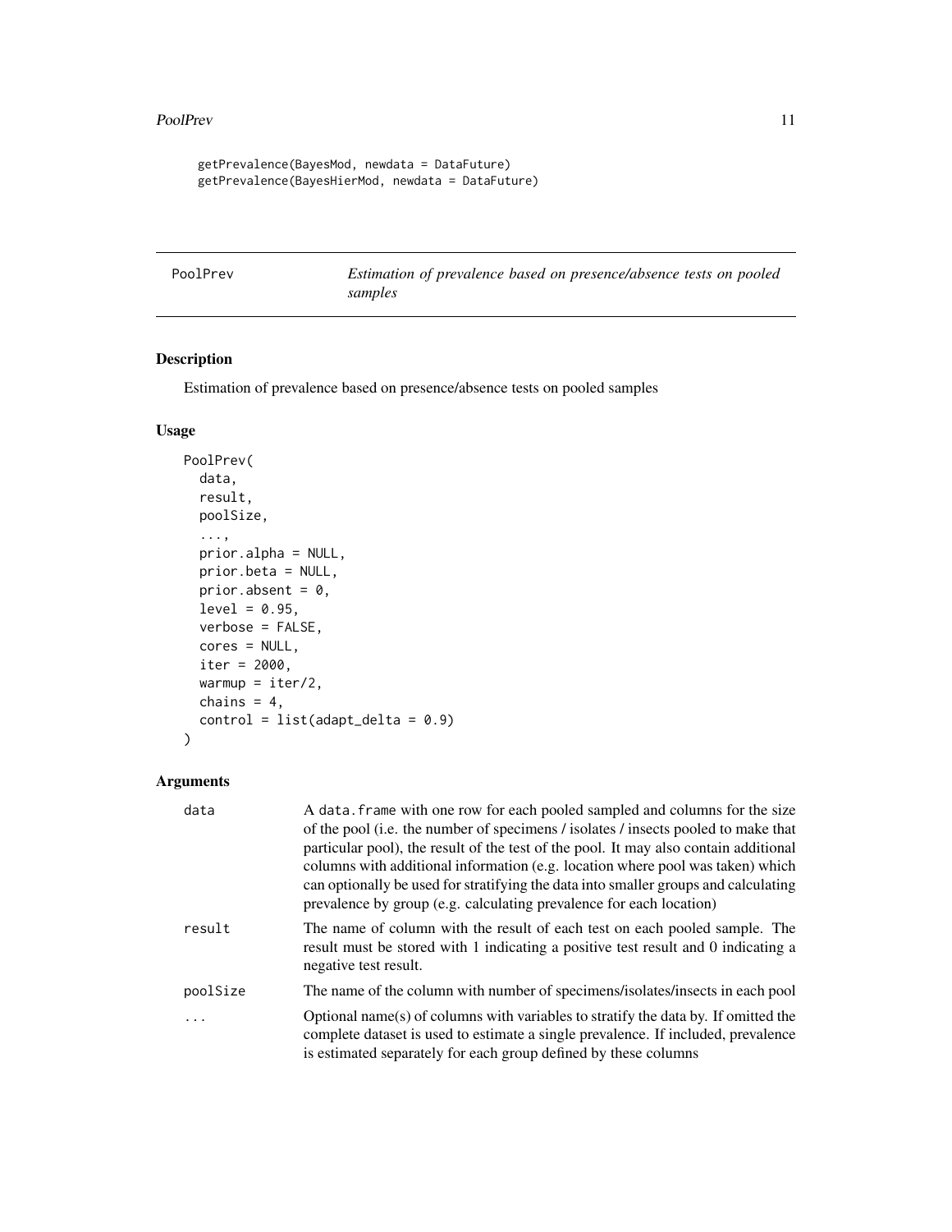```
getPrevalence(BayesMod, newdata = DataFuture)
getPrevalence(BayesHierMod, newdata = DataFuture)
```

## PoolPrev — *Estimation of prevalence based on presence/absence tests on pooled samples*

### Description

Estimation of prevalence based on presence/absence tests on pooled samples

### Usage

```
PoolPrev(
  data,
  result,
  poolSize,
  ...,
  prior.alpha = NULL,
  prior.beta = NULL,
  prior.absent = 0,
  level = 0.95,
  verbose = FALSE,
  cores = NULL,
  iter = 2000,
  warmup = iter/2,
  chains = 4,
  control = list(adapt_delta = 0.9)
)
```

### Arguments

| | |
|---|---|
| `data` | A `data.frame` with one row for each pooled sampled and columns for the size of the pool (i.e. the number of specimens / isolates / insects pooled to make that particular pool), the result of the test of the pool. It may also contain additional columns with additional information (e.g. location where pool was taken) which can optionally be used for stratifying the data into smaller groups and calculating prevalence by group (e.g. calculating prevalence for each location) |
| `result` | The name of column with the result of each test on each pooled sample. The result must be stored with 1 indicating a positive test result and 0 indicating a negative test result. |
| `poolSize` | The name of the column with number of specimens/isolates/insects in each pool |
| `...` | Optional name(s) of columns with variables to stratify the data by. If omitted the complete dataset is used to estimate a single prevalence. If included, prevalence is estimated separately for each group defined by these columns |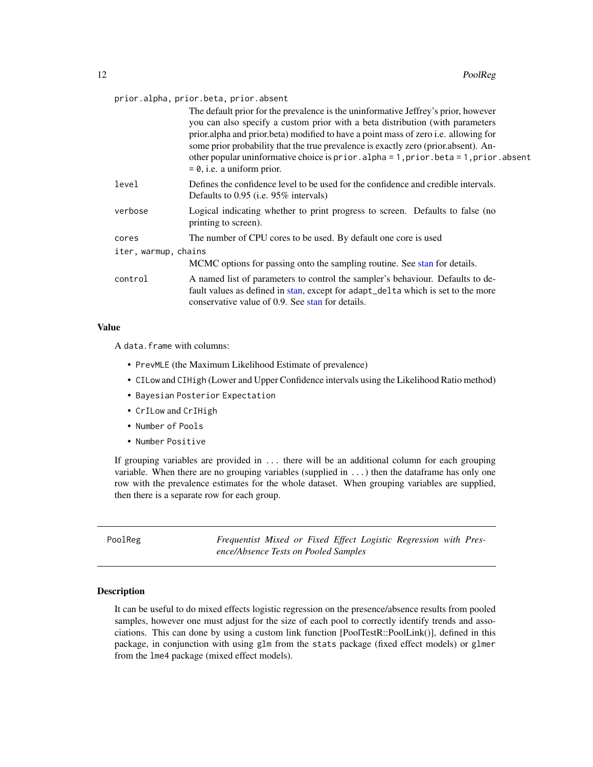prior.alpha, prior.beta, prior.absent
: The default prior for the prevalence is the uninformative Jeffrey's prior, however you can also specify a custom prior with a beta distribution (with parameters prior.alpha and prior.beta) modified to have a point mass of zero i.e. allowing for some prior probability that the true prevalence is exactly zero (prior.absent). Another popular uninformative choice is `prior.alpha = 1, prior.beta = 1, prior.absent = 0`, i.e. a uniform prior.

level
: Defines the confidence level to be used for the confidence and credible intervals. Defaults to 0.95 (i.e. 95% intervals)

verbose
: Logical indicating whether to print progress to screen. Defaults to false (no printing to screen).

cores
: The number of CPU cores to be used. By default one core is used

iter, warmup, chains
: MCMC options for passing onto the sampling routine. See stan for details.

control
: A named list of parameters to control the sampler's behaviour. Defaults to default values as defined in stan, except for `adapt_delta` which is set to the more conservative value of 0.9. See stan for details.

### Value

A `data.frame` with columns:

- `PrevMLE` (the Maximum Likelihood Estimate of prevalence)
- `CILow` and `CIHigh` (Lower and Upper Confidence intervals using the Likelihood Ratio method)
- `Bayesian Posterior Expectation`
- `CrILow` and `CrIHigh`
- `Number of Pools`
- `Number Positive`

If grouping variables are provided in `...` there will be an additional column for each grouping variable. When there are no grouping variables (supplied in `...`) then the dataframe has only one row with the prevalence estimates for the whole dataset. When grouping variables are supplied, then there is a separate row for each group.

---

## PoolReg — *Frequentist Mixed or Fixed Effect Logistic Regression with Presence/Absence Tests on Pooled Samples*

---

### Description

It can be useful to do mixed effects logistic regression on the presence/absence results from pooled samples, however one must adjust for the size of each pool to correctly identify trends and associations. This can done by using a custom link function [PoolTestR::PoolLink()], defined in this package, in conjunction with using `glm` from the `stats` package (fixed effect models) or `glmer` from the `lme4` package (mixed effect models).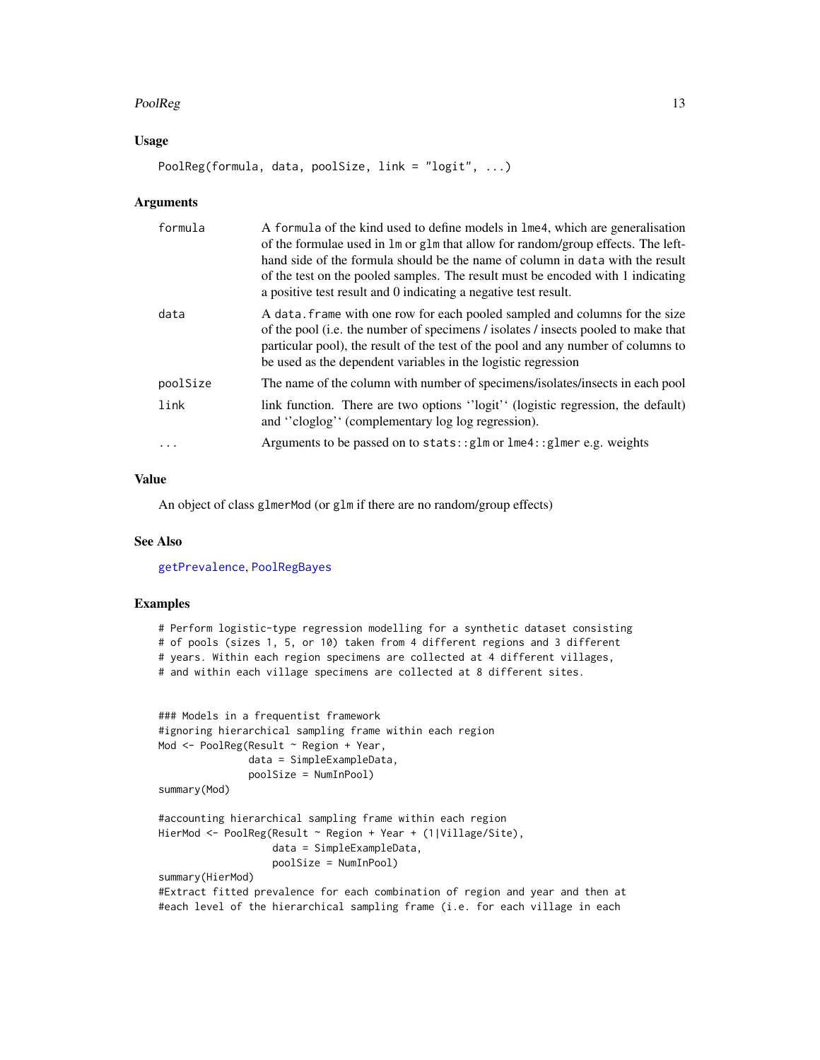## Usage

```
PoolReg(formula, data, poolSize, link = "logit", ...)
```

## Arguments

| | |
|---|---|
| formula | A formula of the kind used to define models in lme4, which are generalisation of the formulae used in lm or glm that allow for random/group effects. The left-hand side of the formula should be the name of column in data with the result of the test on the pooled samples. The result must be encoded with 1 indicating a positive test result and 0 indicating a negative test result. |
| data | A data.frame with one row for each pooled sampled and columns for the size of the pool (i.e. the number of specimens / isolates / insects pooled to make that particular pool), the result of the test of the pool and any number of columns to be used as the dependent variables in the logistic regression |
| poolSize | The name of the column with number of specimens/isolates/insects in each pool |
| link | link function. There are two options ''logit'' (logistic regression, the default) and ''cloglog'' (complementary log log regression). |
| ... | Arguments to be passed on to stats::glm or lme4::glmer e.g. weights |

## Value

An object of class glmerMod (or glm if there are no random/group effects)

## See Also

getPrevalence, PoolRegBayes

## Examples

```
# Perform logistic-type regression modelling for a synthetic dataset consisting
# of pools (sizes 1, 5, or 10) taken from 4 different regions and 3 different
# years. Within each region specimens are collected at 4 different villages,
# and within each village specimens are collected at 8 different sites.


### Models in a frequentist framework
#ignoring hierarchical sampling frame within each region
Mod <- PoolReg(Result ~ Region + Year,
               data = SimpleExampleData,
               poolSize = NumInPool)
summary(Mod)

#accounting hierarchical sampling frame within each region
HierMod <- PoolReg(Result ~ Region + Year + (1|Village/Site),
                   data = SimpleExampleData,
                   poolSize = NumInPool)
summary(HierMod)
#Extract fitted prevalence for each combination of region and year and then at
#each level of the hierarchical sampling frame (i.e. for each village in each
```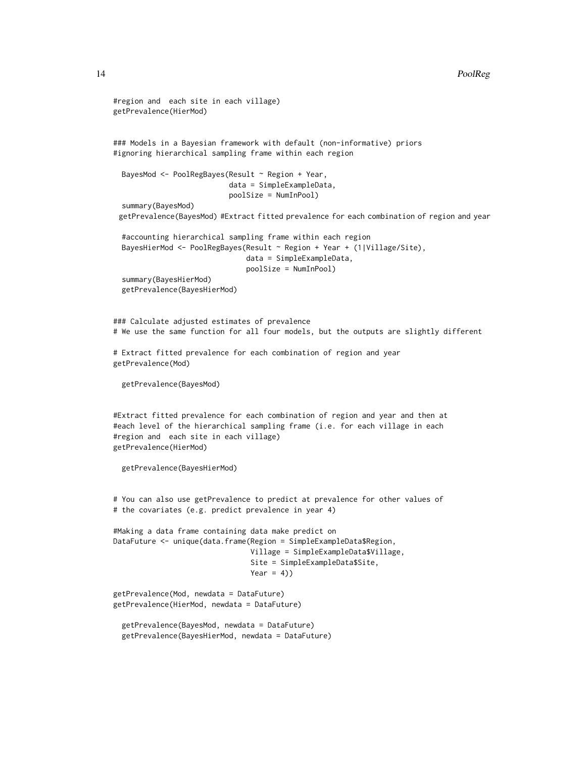```
#region and  each site in each village)
getPrevalence(HierMod)


### Models in a Bayesian framework with default (non-informative) priors
#ignoring hierarchical sampling frame within each region

  BayesMod <- PoolRegBayes(Result ~ Region + Year,
                           data = SimpleExampleData,
                           poolSize = NumInPool)
  summary(BayesMod)
 getPrevalence(BayesMod) #Extract fitted prevalence for each combination of region and year

  #accounting hierarchical sampling frame within each region
  BayesHierMod <- PoolRegBayes(Result ~ Region + Year + (1|Village/Site),
                               data = SimpleExampleData,
                               poolSize = NumInPool)
  summary(BayesHierMod)
  getPrevalence(BayesHierMod)


### Calculate adjusted estimates of prevalence
# We use the same function for all four models, but the outputs are slightly different

# Extract fitted prevalence for each combination of region and year
getPrevalence(Mod)

  getPrevalence(BayesMod)


#Extract fitted prevalence for each combination of region and year and then at
#each level of the hierarchical sampling frame (i.e. for each village in each
#region and  each site in each village)
getPrevalence(HierMod)

  getPrevalence(BayesHierMod)


# You can also use getPrevalence to predict at prevalence for other values of
# the covariates (e.g. predict prevalence in year 4)

#Making a data frame containing data make predict on
DataFuture <- unique(data.frame(Region = SimpleExampleData$Region,
                                Village = SimpleExampleData$Village,
                                Site = SimpleExampleData$Site,
                                Year = 4))

getPrevalence(Mod, newdata = DataFuture)
getPrevalence(HierMod, newdata = DataFuture)

  getPrevalence(BayesMod, newdata = DataFuture)
  getPrevalence(BayesHierMod, newdata = DataFuture)
```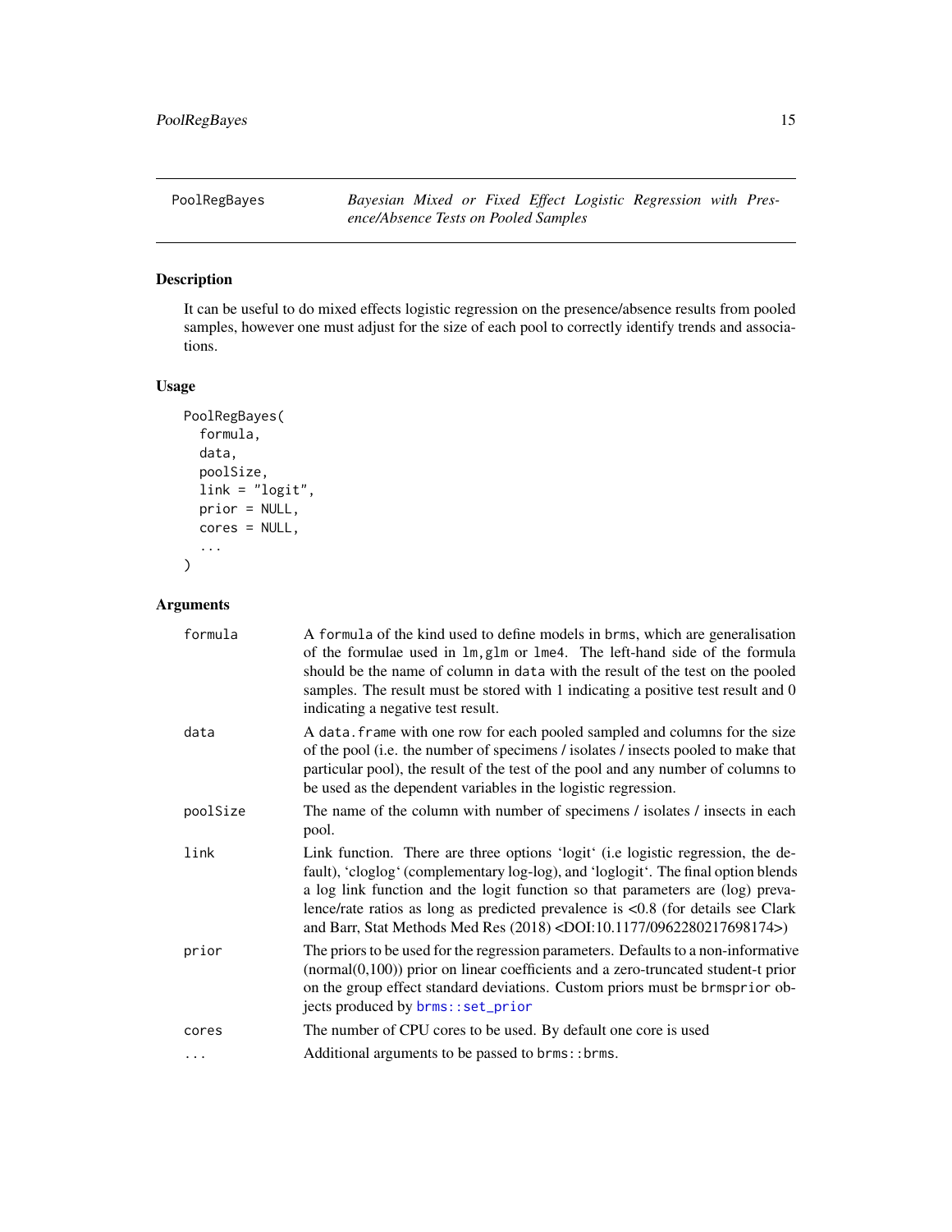PoolRegBayes *Bayesian Mixed or Fixed Effect Logistic Regression with Presence/Absence Tests on Pooled Samples*

## Description

It can be useful to do mixed effects logistic regression on the presence/absence results from pooled samples, however one must adjust for the size of each pool to correctly identify trends and associations.

## Usage

```
PoolRegBayes(
  formula,
  data,
  poolSize,
  link = "logit",
  prior = NULL,
  cores = NULL,
  ...
)
```

## Arguments

| | |
|---|---|
| formula | A formula of the kind used to define models in brms, which are generalisation of the formulae used in lm,glm or lme4. The left-hand side of the formula should be the name of column in data with the result of the test on the pooled samples. The result must be stored with 1 indicating a positive test result and 0 indicating a negative test result. |
| data | A data.frame with one row for each pooled sampled and columns for the size of the pool (i.e. the number of specimens / isolates / insects pooled to make that particular pool), the result of the test of the pool and any number of columns to be used as the dependent variables in the logistic regression. |
| poolSize | The name of the column with number of specimens / isolates / insects in each pool. |
| link | Link function. There are three options 'logit' (i.e logistic regression, the default), 'cloglog' (complementary log-log), and 'loglogit'. The final option blends a log link function and the logit function so that parameters are (log) prevalence/rate ratios as long as predicted prevalence is <0.8 (for details see Clark and Barr, Stat Methods Med Res (2018) <DOI:10.1177/0962280217698174>) |
| prior | The priors to be used for the regression parameters. Defaults to a non-informative (normal(0,100)) prior on linear coefficients and a zero-truncated student-t prior on the group effect standard deviations. Custom priors must be brmsprior objects produced by brms::set_prior |
| cores | The number of CPU cores to be used. By default one core is used |
| ... | Additional arguments to be passed to brms::brms. |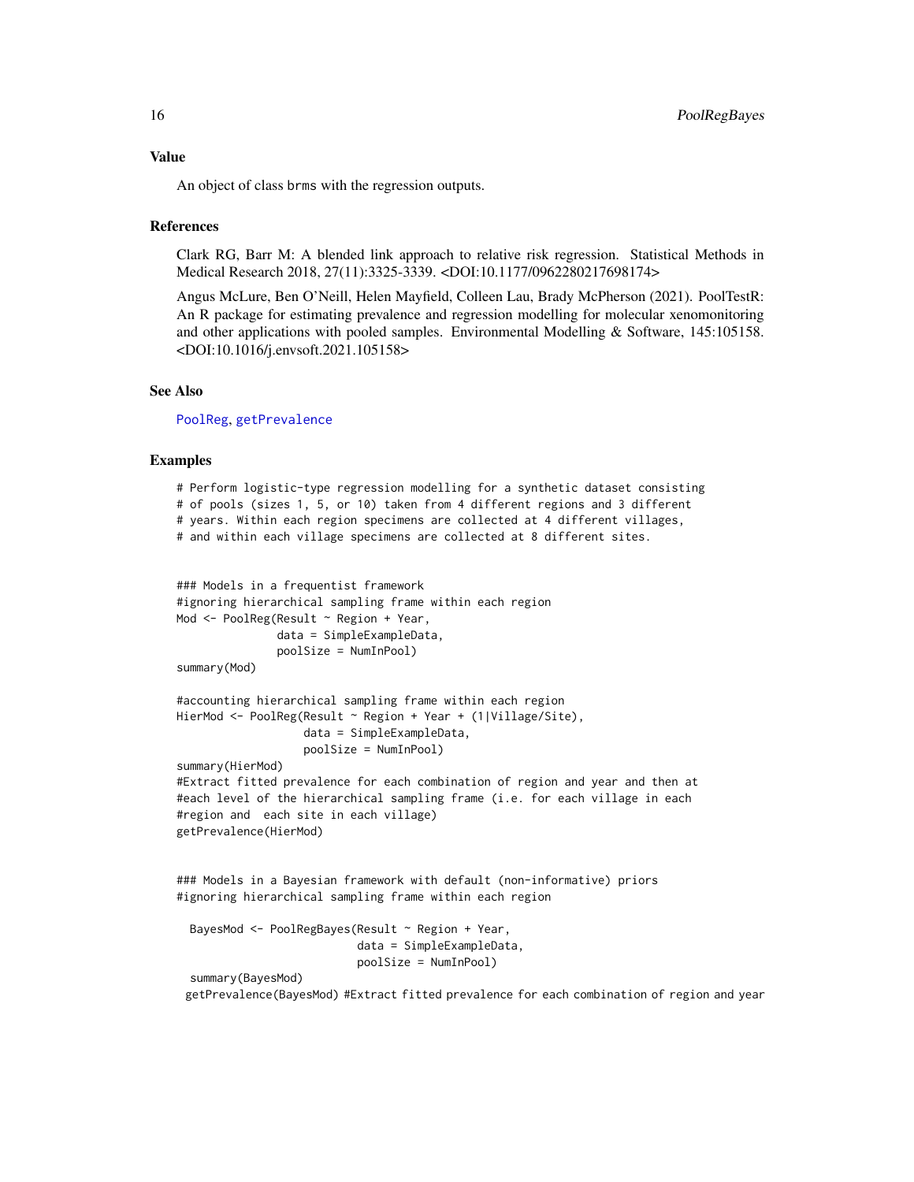## Value

An object of class brms with the regression outputs.

## References

Clark RG, Barr M: A blended link approach to relative risk regression. Statistical Methods in Medical Research 2018, 27(11):3325-3339. <DOI:10.1177/0962280217698174>

Angus McLure, Ben O'Neill, Helen Mayfield, Colleen Lau, Brady McPherson (2021). PoolTestR: An R package for estimating prevalence and regression modelling for molecular xenomonitoring and other applications with pooled samples. Environmental Modelling & Software, 145:105158. <DOI:10.1016/j.envsoft.2021.105158>

## See Also

PoolReg, getPrevalence

## Examples

```
# Perform logistic-type regression modelling for a synthetic dataset consisting
# of pools (sizes 1, 5, or 10) taken from 4 different regions and 3 different
# years. Within each region specimens are collected at 4 different villages,
# and within each village specimens are collected at 8 different sites.


### Models in a frequentist framework
#ignoring hierarchical sampling frame within each region
Mod <- PoolReg(Result ~ Region + Year,
               data = SimpleExampleData,
               poolSize = NumInPool)
summary(Mod)

#accounting hierarchical sampling frame within each region
HierMod <- PoolReg(Result ~ Region + Year + (1|Village/Site),
                   data = SimpleExampleData,
                   poolSize = NumInPool)
summary(HierMod)
#Extract fitted prevalence for each combination of region and year and then at
#each level of the hierarchical sampling frame (i.e. for each village in each
#region and  each site in each village)
getPrevalence(HierMod)


### Models in a Bayesian framework with default (non-informative) priors
#ignoring hierarchical sampling frame within each region

  BayesMod <- PoolRegBayes(Result ~ Region + Year,
                           data = SimpleExampleData,
                           poolSize = NumInPool)
  summary(BayesMod)
 getPrevalence(BayesMod) #Extract fitted prevalence for each combination of region and year
```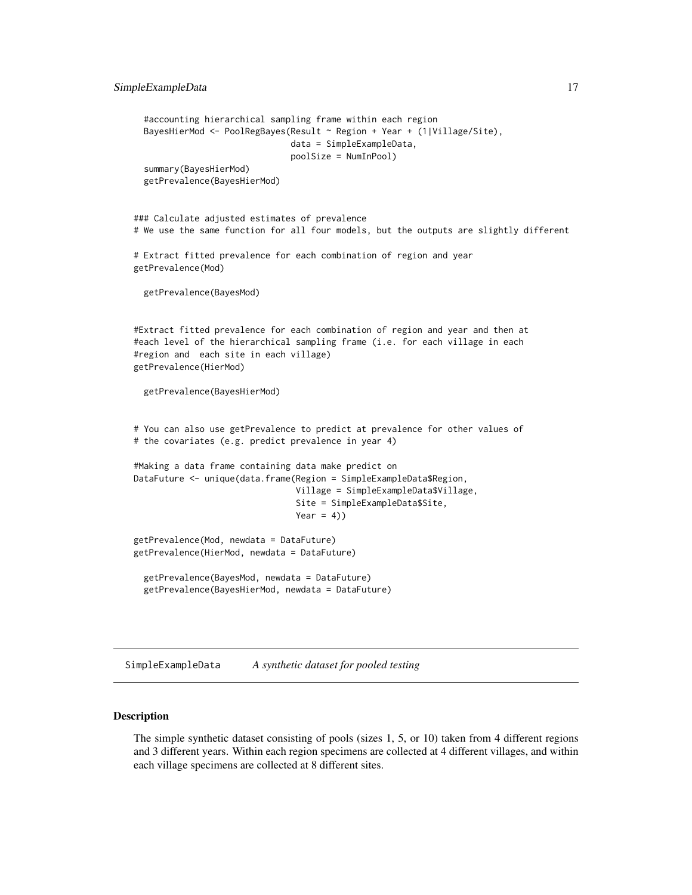```
  #accounting hierarchical sampling frame within each region
  BayesHierMod <- PoolRegBayes(Result ~ Region + Year + (1|Village/Site),
                               data = SimpleExampleData,
                               poolSize = NumInPool)
  summary(BayesHierMod)
  getPrevalence(BayesHierMod)


### Calculate adjusted estimates of prevalence
# We use the same function for all four models, but the outputs are slightly different

# Extract fitted prevalence for each combination of region and year
getPrevalence(Mod)

  getPrevalence(BayesMod)


#Extract fitted prevalence for each combination of region and year and then at
#each level of the hierarchical sampling frame (i.e. for each village in each
#region and  each site in each village)
getPrevalence(HierMod)

  getPrevalence(BayesHierMod)


# You can also use getPrevalence to predict at prevalence for other values of
# the covariates (e.g. predict prevalence in year 4)

#Making a data frame containing data make predict on
DataFuture <- unique(data.frame(Region = SimpleExampleData$Region,
                                Village = SimpleExampleData$Village,
                                Site = SimpleExampleData$Site,
                                Year = 4))

getPrevalence(Mod, newdata = DataFuture)
getPrevalence(HierMod, newdata = DataFuture)

  getPrevalence(BayesMod, newdata = DataFuture)
  getPrevalence(BayesHierMod, newdata = DataFuture)
```

---

SimpleExampleData    *A synthetic dataset for pooled testing*

---

## Description

The simple synthetic dataset consisting of pools (sizes 1, 5, or 10) taken from 4 different regions and 3 different years. Within each region specimens are collected at 4 different villages, and within each village specimens are collected at 8 different sites.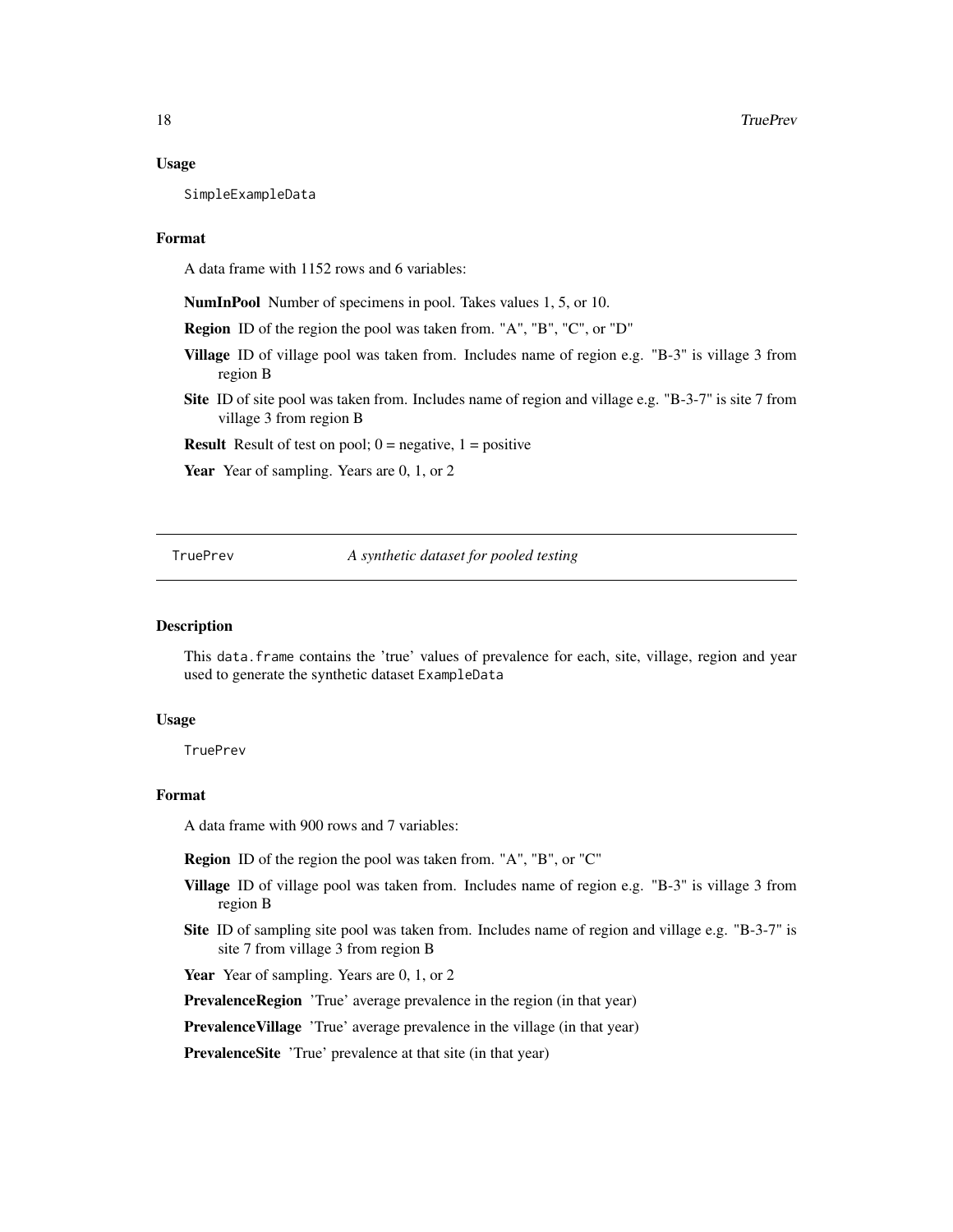### Usage

```
SimpleExampleData
```

### Format

A data frame with 1152 rows and 6 variables:

**NumInPool** Number of specimens in pool. Takes values 1, 5, or 10.

**Region** ID of the region the pool was taken from. "A", "B", "C", or "D"

**Village** ID of village pool was taken from. Includes name of region e.g. "B-3" is village 3 from region B

**Site** ID of site pool was taken from. Includes name of region and village e.g. "B-3-7" is site 7 from village 3 from region B

**Result** Result of test on pool; 0 = negative, 1 = positive

**Year** Year of sampling. Years are 0, 1, or 2

---

## TruePrev *A synthetic dataset for pooled testing*

### Description

This `data.frame` contains the 'true' values of prevalence for each, site, village, region and year used to generate the synthetic dataset `ExampleData`

### Usage

```
TruePrev
```

### Format

A data frame with 900 rows and 7 variables:

**Region** ID of the region the pool was taken from. "A", "B", or "C"

**Village** ID of village pool was taken from. Includes name of region e.g. "B-3" is village 3 from region B

**Site** ID of sampling site pool was taken from. Includes name of region and village e.g. "B-3-7" is site 7 from village 3 from region B

**Year** Year of sampling. Years are 0, 1, or 2

**PrevalenceRegion** 'True' average prevalence in the region (in that year)

**PrevalenceVillage** 'True' average prevalence in the village (in that year)

**PrevalenceSite** 'True' prevalence at that site (in that year)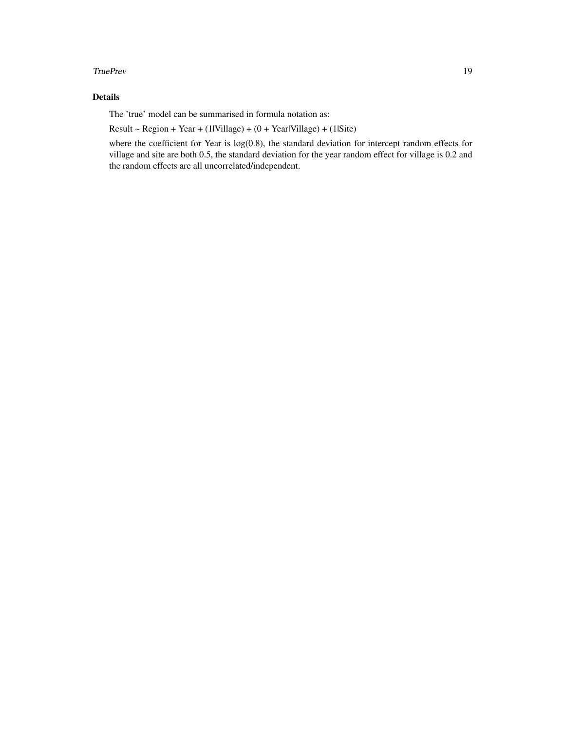### Details

The 'true' model can be summarised in formula notation as:

Result ~ Region + Year + (1|Village) + (0 + Year|Village) + (1|Site)

where the coefficient for Year is log(0.8), the standard deviation for intercept random effects for village and site are both 0.5, the standard deviation for the year random effect for village is 0.2 and the random effects are all uncorrelated/independent.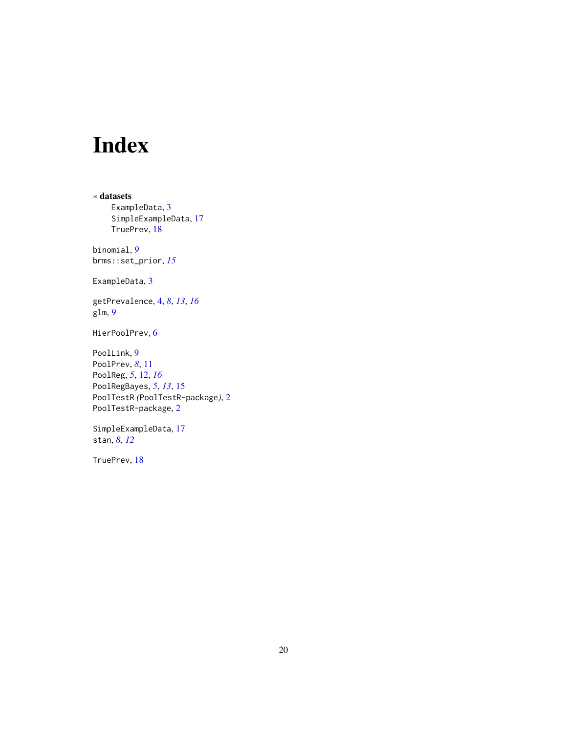# Index

∗ **datasets**
    ExampleData, 3
    SimpleExampleData, 17
    TruePrev, 18

binomial, *9*
brms::set_prior, *15*

ExampleData, 3

getPrevalence, 4, *8*, *13*, *16*
glm, *9*

HierPoolPrev, 6

PoolLink, 9
PoolPrev, *8*, 11
PoolReg, *5*, 12, *16*
PoolRegBayes, *5*, *13*, 15
PoolTestR *(*PoolTestR-package*)*, 2
PoolTestR-package, 2

SimpleExampleData, 17
stan, *8*, *12*

TruePrev, 18